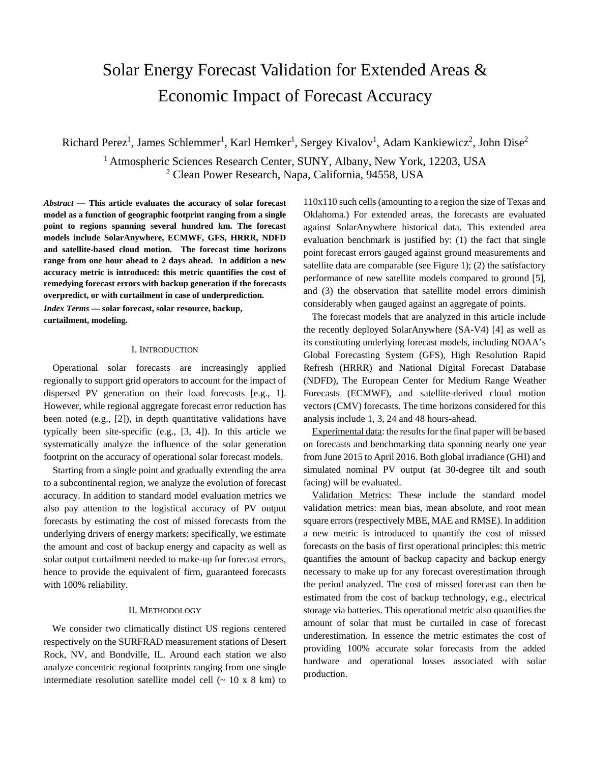# Solar Energy Forecast Validation for Extended Areas & Economic Impact of Forecast Accuracy

Richard Perez[1], James Schlemmer[1], Karl Hemker[1], Sergey Kivalov[1], Adam Kankiewicz[2], John Dise[2]

[1] Atmospheric Sciences Research Center, SUNY, Albany, New York, 12203, USA
[2] Clean Power Research, Napa, California, 94558, USA

***Abstract*** **— This article evaluates the accuracy of solar forecast model as a function of geographic footprint ranging from a single point to regions spanning several hundred km. The forecast models include SolarAnywhere, ECMWF, GFS, HRRR, NDFD and satellite-based cloud motion. The forecast time horizons range from one hour ahead to 2 days ahead. In addition a new accuracy metric is introduced: this metric quantifies the cost of remedying forecast errors with backup generation if the forecasts overpredict, or with curtailment in case of underprediction.**

***Index Terms*** **— solar forecast, solar resource, backup, curtailment, modeling.**

## I. Introduction

Operational solar forecasts are increasingly applied regionally to support grid operators to account for the impact of dispersed PV generation on their load forecasts [e.g., 1]. However, while regional aggregate forecast error reduction has been noted (e.g., [2]), in depth quantitative validations have typically been site-specific (e.g., [3, 4]). In this article we systematically analyze the influence of the solar generation footprint on the accuracy of operational solar forecast models.

Starting from a single point and gradually extending the area to a subcontinental region, we analyze the evolution of forecast accuracy. In addition to standard model evaluation metrics we also pay attention to the logistical accuracy of PV output forecasts by estimating the cost of missed forecasts from the underlying drivers of energy markets: specifically, we estimate the amount and cost of backup energy and capacity as well as solar output curtailment needed to make-up for forecast errors, hence to provide the equivalent of firm, guaranteed forecasts with 100% reliability.

## II. Methodology

We consider two climatically distinct US regions centered respectively on the SURFRAD measurement stations of Desert Rock, NV, and Bondville, IL. Around each station we also analyze concentric regional footprints ranging from one single intermediate resolution satellite model cell (~ 10 x 8 km) to 110x110 such cells (amounting to a region the size of Texas and Oklahoma.) For extended areas, the forecasts are evaluated against SolarAnywhere historical data. This extended area evaluation benchmark is justified by: (1) the fact that single point forecast errors gauged against ground measurements and satellite data are comparable (see Figure 1); (2) the satisfactory performance of new satellite models compared to ground [5], and (3) the observation that satellite model errors diminish considerably when gauged against an aggregate of points.

The forecast models that are analyzed in this article include the recently deployed SolarAnywhere (SA-V4) [4] as well as its constituting underlying forecast models, including NOAA's Global Forecasting System (GFS), High Resolution Rapid Refresh (HRRR) and National Digital Forecast Database (NDFD), The European Center for Medium Range Weather Forecasts (ECMWF), and satellite-derived cloud motion vectors (CMV) forecasts. The time horizons considered for this analysis include 1, 3, 24 and 48 hours-ahead.

<u>Experimental data</u>: the results for the final paper will be based on forecasts and benchmarking data spanning nearly one year from June 2015 to April 2016. Both global irradiance (GHI) and simulated nominal PV output (at 30-degree tilt and south facing) will be evaluated.

<u>Validation Metrics</u>: These include the standard model validation metrics: mean bias, mean absolute, and root mean square errors (respectively MBE, MAE and RMSE). In addition a new metric is introduced to quantify the cost of missed forecasts on the basis of first operational principles: this metric quantifies the amount of backup capacity and backup energy necessary to make up for any forecast overestimation through the period analyzed. The cost of missed forecast can then be estimated from the cost of backup technology, e.g., electrical storage via batteries. This operational metric also quantifies the amount of solar that must be curtailed in case of forecast underestimation. In essence the metric estimates the cost of providing 100% accurate solar forecasts from the added hardware and operational losses associated with solar production.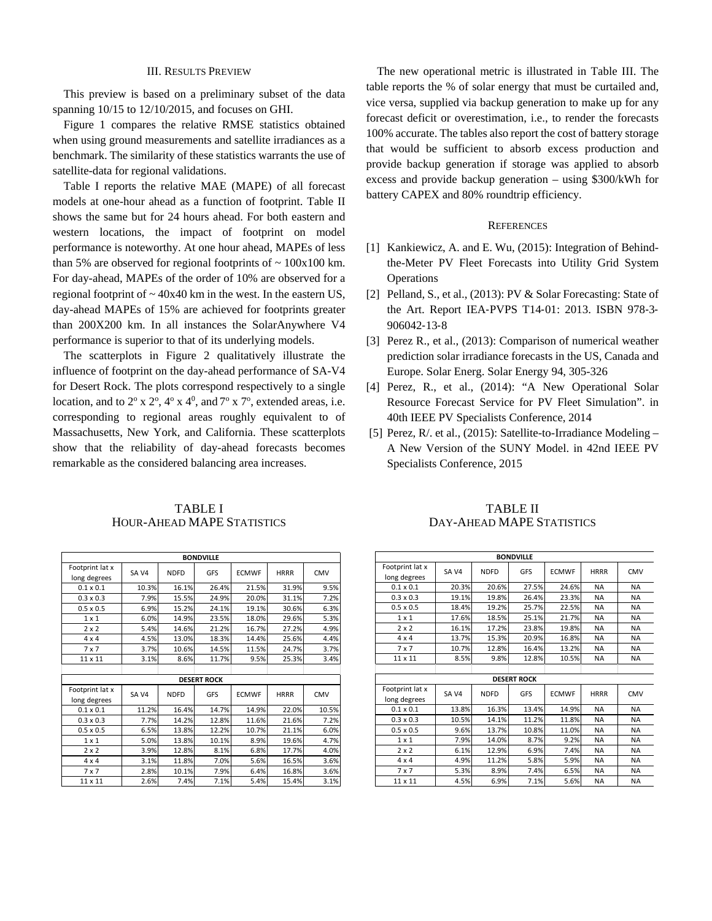## III. RESULTS PREVIEW

This preview is based on a preliminary subset of the data spanning 10/15 to 12/10/2015, and focuses on GHI.

Figure 1 compares the relative RMSE statistics obtained when using ground measurements and satellite irradiances as a benchmark. The similarity of these statistics warrants the use of satellite-data for regional validations.

Table I reports the relative MAE (MAPE) of all forecast models at one-hour ahead as a function of footprint. Table II shows the same but for 24 hours ahead. For both eastern and western locations, the impact of footprint on model performance is noteworthy. At one hour ahead, MAPEs of less than 5% are observed for regional footprints of ~ 100x100 km. For day-ahead, MAPEs of the order of 10% are observed for a regional footprint of ~ 40x40 km in the west. In the eastern US, day-ahead MAPEs of 15% are achieved for footprints greater than 200X200 km. In all instances the SolarAnywhere V4 performance is superior to that of its underlying models.

The scatterplots in Figure 2 qualitatively illustrate the influence of footprint on the day-ahead performance of SA-V4 for Desert Rock. The plots correspond respectively to a single location, and to $2^o \times 2^o$, $4^o \times 4^0$, and $7^o \times 7^o$, extended areas, i.e. corresponding to regional areas roughly equivalent to of Massachusetts, New York, and California. These scatterplots show that the reliability of day-ahead forecasts becomes remarkable as the considered balancing area increases.

The new operational metric is illustrated in Table III. The table reports the % of solar energy that must be curtailed and, vice versa, supplied via backup generation to make up for any forecast deficit or overestimation, i.e., to render the forecasts 100% accurate. The tables also report the cost of battery storage that would be sufficient to absorb excess production and provide backup generation if storage was applied to absorb excess and provide backup generation – using $300/kWh for battery CAPEX and 80% roundtrip efficiency.

## REFERENCES

[1] Kankiewicz, A. and E. Wu, (2015): Integration of Behind-the-Meter PV Fleet Forecasts into Utility Grid System Operations

[2] Pelland, S., et al., (2013): PV & Solar Forecasting: State of the Art. Report IEA-PVPS T14-01: 2013. ISBN 978-3-906042-13-8

[3] Perez R., et al., (2013): Comparison of numerical weather prediction solar irradiance forecasts in the US, Canada and Europe. Solar Energ. Solar Energy 94, 305-326

[4] Perez, R., et al., (2014): "A New Operational Solar Resource Forecast Service for PV Fleet Simulation". in 40th IEEE PV Specialists Conference, 2014

[5] Perez, R/. et al., (2015): Satellite-to-Irradiance Modeling – A New Version of the SUNY Model. in 42nd IEEE PV Specialists Conference, 2015

TABLE I
HOUR-AHEAD MAPE STATISTICS

| BONDVILLE | | | | | | |
|---|---|---|---|---|---|---|
| Footprint lat x long degrees | SA V4 | NDFD | GFS | ECMWF | HRRR | CMV |
| 0.1 x 0.1 | 10.3% | 16.1% | 26.4% | 21.5% | 31.9% | 9.5% |
| 0.3 x 0.3 | 7.9% | 15.5% | 24.9% | 20.0% | 31.1% | 7.2% |
| 0.5 x 0.5 | 6.9% | 15.2% | 24.1% | 19.1% | 30.6% | 6.3% |
| 1 x 1 | 6.0% | 14.9% | 23.5% | 18.0% | 29.6% | 5.3% |
| 2 x 2 | 5.4% | 14.6% | 21.2% | 16.7% | 27.2% | 4.9% |
| 4 x 4 | 4.5% | 13.0% | 18.3% | 14.4% | 25.6% | 4.4% |
| 7 x 7 | 3.7% | 10.6% | 14.5% | 11.5% | 24.7% | 3.7% |
| 11 x 11 | 3.1% | 8.6% | 11.7% | 9.5% | 25.3% | 3.4% |

| DESERT ROCK | | | | | | |
|---|---|---|---|---|---|---|
| Footprint lat x long degrees | SA V4 | NDFD | GFS | ECMWF | HRRR | CMV |
| 0.1 x 0.1 | 11.2% | 16.4% | 14.7% | 14.9% | 22.0% | 10.5% |
| 0.3 x 0.3 | 7.7% | 14.2% | 12.8% | 11.6% | 21.6% | 7.2% |
| 0.5 x 0.5 | 6.5% | 13.8% | 12.2% | 10.7% | 21.1% | 6.0% |
| 1 x 1 | 5.0% | 13.8% | 10.1% | 8.9% | 19.6% | 4.7% |
| 2 x 2 | 3.9% | 12.8% | 8.1% | 6.8% | 17.7% | 4.0% |
| 4 x 4 | 3.1% | 11.8% | 7.0% | 5.6% | 16.5% | 3.6% |
| 7 x 7 | 2.8% | 10.1% | 7.9% | 6.4% | 16.8% | 3.6% |
| 11 x 11 | 2.6% | 7.4% | 7.1% | 5.4% | 15.4% | 3.1% |

TABLE II
DAY-AHEAD MAPE STATISTICS

| BONDVILLE | | | | | | |
|---|---|---|---|---|---|---|
| Footprint lat x long degrees | SA V4 | NDFD | GFS | ECMWF | HRRR | CMV |
| 0.1 x 0.1 | 20.3% | 20.6% | 27.5% | 24.6% | NA | NA |
| 0.3 x 0.3 | 19.1% | 19.8% | 26.4% | 23.3% | NA | NA |
| 0.5 x 0.5 | 18.4% | 19.2% | 25.7% | 22.5% | NA | NA |
| 1 x 1 | 17.6% | 18.5% | 25.1% | 21.7% | NA | NA |
| 2 x 2 | 16.1% | 17.2% | 23.8% | 19.8% | NA | NA |
| 4 x 4 | 13.7% | 15.3% | 20.9% | 16.8% | NA | NA |
| 7 x 7 | 10.7% | 12.8% | 16.4% | 13.2% | NA | NA |
| 11 x 11 | 8.5% | 9.8% | 12.8% | 10.5% | NA | NA |

| DESERT ROCK | | | | | | |
|---|---|---|---|---|---|---|
| Footprint lat x long degrees | SA V4 | NDFD | GFS | ECMWF | HRRR | CMV |
| 0.1 x 0.1 | 13.8% | 16.3% | 13.4% | 14.9% | NA | NA |
| 0.3 x 0.3 | 10.5% | 14.1% | 11.2% | 11.8% | NA | NA |
| 0.5 x 0.5 | 9.6% | 13.7% | 10.8% | 11.0% | NA | NA |
| 1 x 1 | 7.9% | 14.0% | 8.7% | 9.2% | NA | NA |
| 2 x 2 | 6.1% | 12.9% | 6.9% | 7.4% | NA | NA |
| 4 x 4 | 4.9% | 11.2% | 5.8% | 5.9% | NA | NA |
| 7 x 7 | 5.3% | 8.9% | 7.4% | 6.5% | NA | NA |
| 11 x 11 | 4.5% | 6.9% | 7.1% | 5.6% | NA | NA |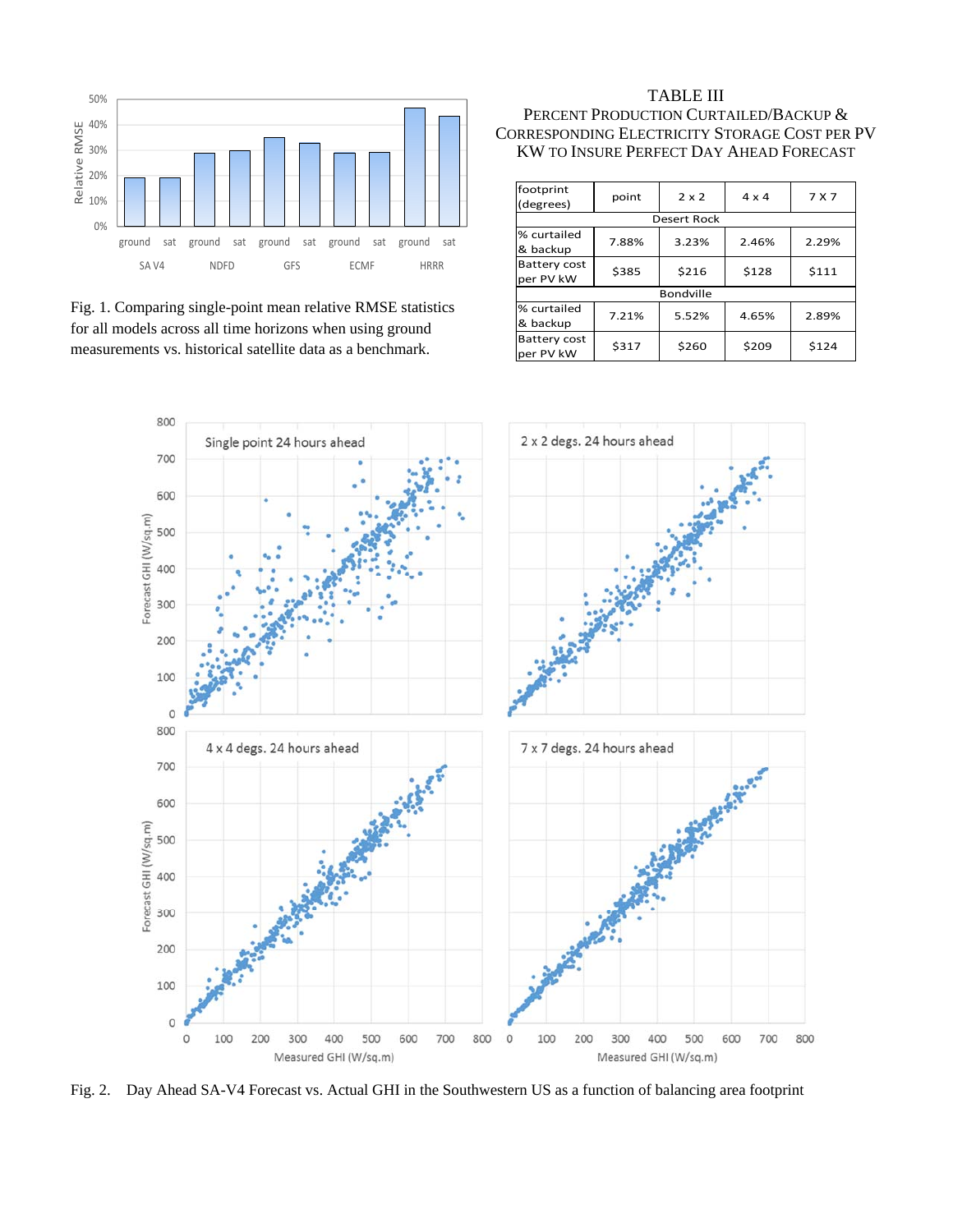50%
40%
30%
20%
10%
0%

Relative RMSE

ground sat ground sat ground sat ground sat ground sat

SA V4 NDFD GFS ECMF HRRR

Fig. 1. Comparing single-point mean relative RMSE statistics for all models across all time horizons when using ground measurements vs. historical satellite data as a benchmark.

TABLE III
PERCENT PRODUCTION CURTAILED/BACKUP & CORRESPONDING ELECTRICITY STORAGE COST PER PV KW TO INSURE PERFECT DAY AHEAD FORECAST

| footprint (degrees) | point | 2 x 2 | 4 x 4 | 7 X 7 |
|---|---|---|---|---|
| Desert Rock | | | | |
| % curtailed & backup | 7.88% | 3.23% | 2.46% | 2.29% |
| Battery cost per PV kW | $385 | $216 | $128 | $111 |
| Bondville | | | | |
| % curtailed & backup | 7.21% | 5.52% | 4.65% | 2.89% |
| Battery cost per PV kW | $317 | $260 | $209 | $124 |

Single point 24 hours ahead

2 x 2 degs. 24 hours ahead

4 x 4 degs. 24 hours ahead

7 x 7 degs. 24 hours ahead

Forecast GHI (W/sq.m)

Measured GHI (W/sq.m)

0 100 200 300 400 500 600 700 800

Fig. 2. Day Ahead SA-V4 Forecast vs. Actual GHI in the Southwestern US as a function of balancing area footprint